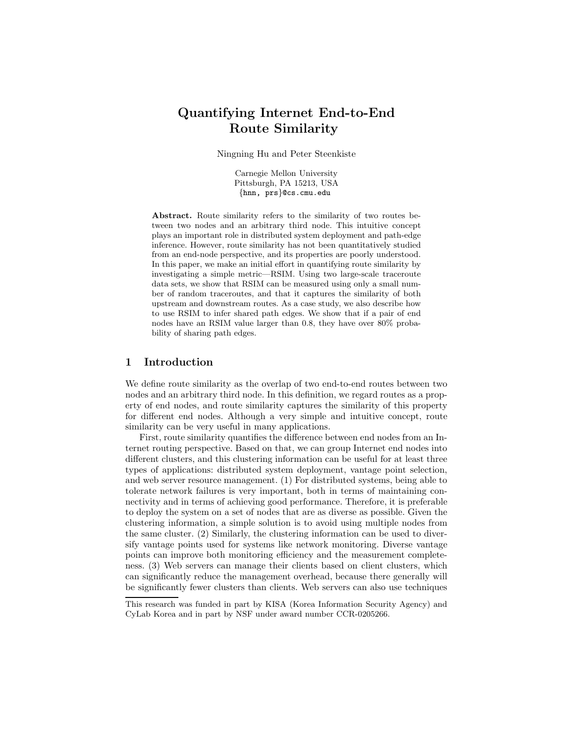# Quantifying Internet End-to-End Route Similarity

Ningning Hu and Peter Steenkiste

Carnegie Mellon University
Pittsburgh, PA 15213, USA
{hnn, prs}@cs.cmu.edu

**Abstract.** Route similarity refers to the similarity of two routes between two nodes and an arbitrary third node. This intuitive concept plays an important role in distributed system deployment and path-edge inference. However, route similarity has not been quantitatively studied from an end-node perspective, and its properties are poorly understood. In this paper, we make an initial effort in quantifying route similarity by investigating a simple metric—RSIM. Using two large-scale traceroute data sets, we show that RSIM can be measured using only a small number of random traceroutes, and that it captures the similarity of both upstream and downstream routes. As a case study, we also describe how to use RSIM to infer shared path edges. We show that if a pair of end nodes have an RSIM value larger than 0.8, they have over 80% probability of sharing path edges.

## 1 Introduction

We define route similarity as the overlap of two end-to-end routes between two nodes and an arbitrary third node. In this definition, we regard routes as a property of end nodes, and route similarity captures the similarity of this property for different end nodes. Although a very simple and intuitive concept, route similarity can be very useful in many applications.

First, route similarity quantifies the difference between end nodes from an Internet routing perspective. Based on that, we can group Internet end nodes into different clusters, and this clustering information can be useful for at least three types of applications: distributed system deployment, vantage point selection, and web server resource management. (1) For distributed systems, being able to tolerate network failures is very important, both in terms of maintaining connectivity and in terms of achieving good performance. Therefore, it is preferable to deploy the system on a set of nodes that are as diverse as possible. Given the clustering information, a simple solution is to avoid using multiple nodes from the same cluster. (2) Similarly, the clustering information can be used to diversify vantage points used for systems like network monitoring. Diverse vantage points can improve both monitoring efficiency and the measurement completeness. (3) Web servers can manage their clients based on client clusters, which can significantly reduce the management overhead, because there generally will be significantly fewer clusters than clients. Web servers can also use techniques

---

This research was funded in part by KISA (Korea Information Security Agency) and CyLab Korea and in part by NSF under award number CCR-0205266.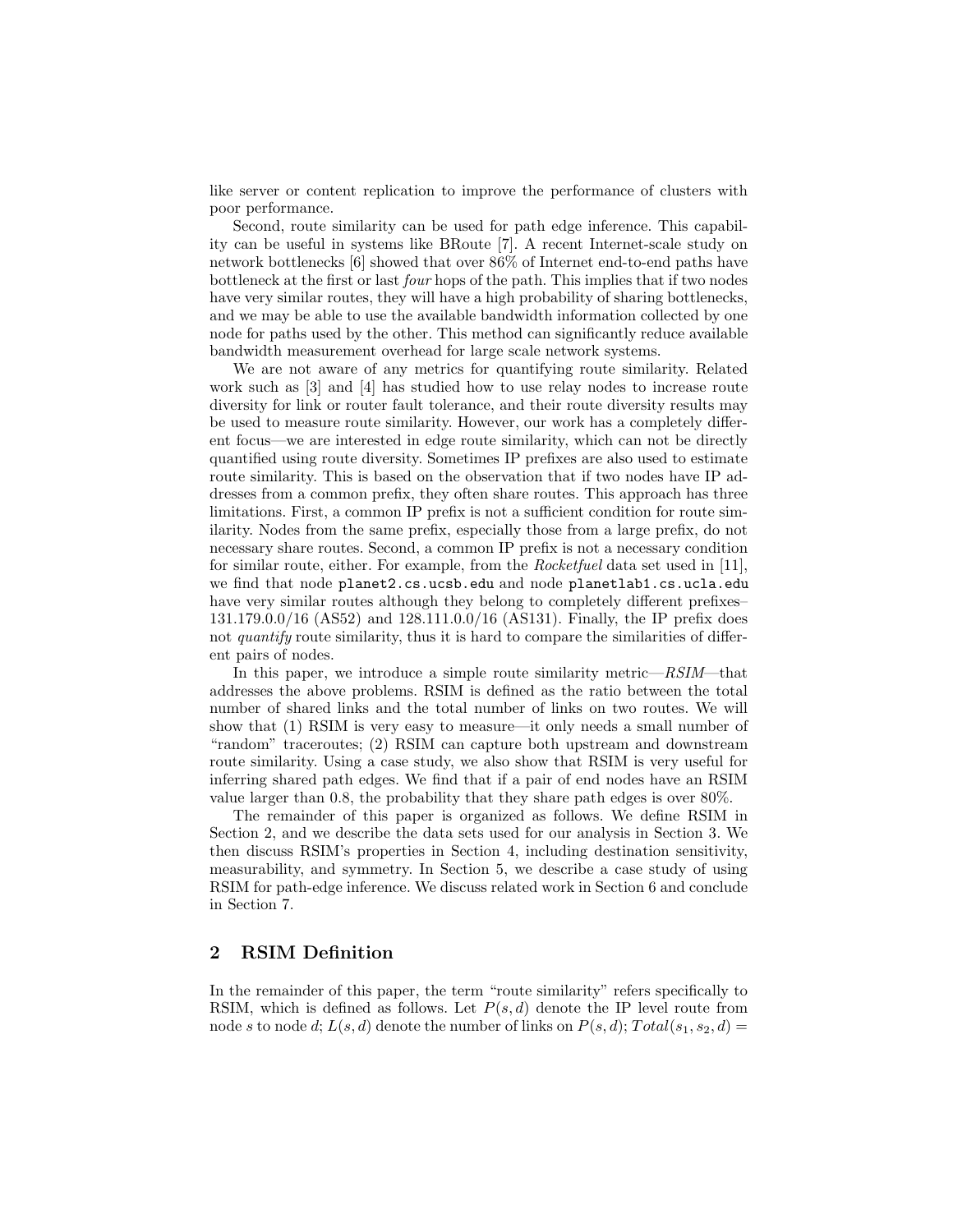like server or content replication to improve the performance of clusters with poor performance.

Second, route similarity can be used for path edge inference. This capability can be useful in systems like BRoute [7]. A recent Internet-scale study on network bottlenecks [6] showed that over 86% of Internet end-to-end paths have bottleneck at the first or last *four* hops of the path. This implies that if two nodes have very similar routes, they will have a high probability of sharing bottlenecks, and we may be able to use the available bandwidth information collected by one node for paths used by the other. This method can significantly reduce available bandwidth measurement overhead for large scale network systems.

We are not aware of any metrics for quantifying route similarity. Related work such as [3] and [4] has studied how to use relay nodes to increase route diversity for link or router fault tolerance, and their route diversity results may be used to measure route similarity. However, our work has a completely different focus—we are interested in edge route similarity, which can not be directly quantified using route diversity. Sometimes IP prefixes are also used to estimate route similarity. This is based on the observation that if two nodes have IP addresses from a common prefix, they often share routes. This approach has three limitations. First, a common IP prefix is not a sufficient condition for route similarity. Nodes from the same prefix, especially those from a large prefix, do not necessary share routes. Second, a common IP prefix is not a necessary condition for similar route, either. For example, from the *Rocketfuel* data set used in [11], we find that node `planet2.cs.ucsb.edu` and node `planetlab1.cs.ucla.edu` have very similar routes although they belong to completely different prefixes–131.179.0.0/16 (AS52) and 128.111.0.0/16 (AS131). Finally, the IP prefix does not *quantify* route similarity, thus it is hard to compare the similarities of different pairs of nodes.

In this paper, we introduce a simple route similarity metric—*RSIM*—that addresses the above problems. RSIM is defined as the ratio between the total number of shared links and the total number of links on two routes. We will show that (1) RSIM is very easy to measure—it only needs a small number of "random" traceroutes; (2) RSIM can capture both upstream and downstream route similarity. Using a case study, we also show that RSIM is very useful for inferring shared path edges. We find that if a pair of end nodes have an RSIM value larger than 0.8, the probability that they share path edges is over 80%.

The remainder of this paper is organized as follows. We define RSIM in Section 2, and we describe the data sets used for our analysis in Section 3. We then discuss RSIM's properties in Section 4, including destination sensitivity, measurability, and symmetry. In Section 5, we describe a case study of using RSIM for path-edge inference. We discuss related work in Section 6 and conclude in Section 7.

## 2 RSIM Definition

In the remainder of this paper, the term "route similarity" refers specifically to RSIM, which is defined as follows. Let $P(s, d)$ denote the IP level route from node $s$ to node $d$; $L(s, d)$ denote the number of links on $P(s, d)$; $Total(s_1, s_2, d) =$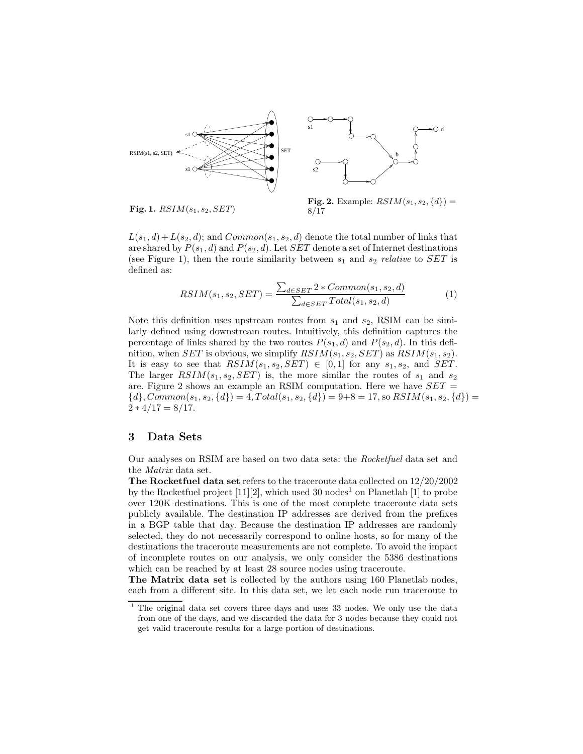RSIM(s1, s2, SET)

s1

s1

SET

s1

s2

b

d

**Fig. 1.** $RSIM(s_1, s_2, SET)$

**Fig. 2.** Example: $RSIM(s_1, s_2, \{d\}) = 8/17$

$L(s_1, d) + L(s_2, d)$; and $Common(s_1, s_2, d)$ denote the total number of links that are shared by $P(s_1, d)$ and $P(s_2, d)$. Let $SET$ denote a set of Internet destinations (see Figure 1), then the route similarity between $s_1$ and $s_2$ *relative* to $SET$ is defined as:

$$RSIM(s_1, s_2, SET) = \frac{\sum_{d \in SET} 2 * Common(s_1, s_2, d)}{\sum_{d \in SET} Total(s_1, s_2, d)} \quad (1)$$

Note this definition uses upstream routes from $s_1$ and $s_2$, RSIM can be similarly defined using downstream routes. Intuitively, this definition captures the percentage of links shared by the two routes $P(s_1, d)$ and $P(s_2, d)$. In this definition, when $SET$ is obvious, we simplify $RSIM(s_1, s_2, SET)$ as $RSIM(s_1, s_2)$. It is easy to see that $RSIM(s_1, s_2, SET) \in [0, 1]$ for any $s_1, s_2$, and $SET$. The larger $RSIM(s_1, s_2, SET)$ is, the more similar the routes of $s_1$ and $s_2$ are. Figure 2 shows an example an RSIM computation. Here we have $SET = \{d\}, Common(s_1, s_2, \{d\}) = 4, Total(s_1, s_2, \{d\}) = 9+8 = 17$, so $RSIM(s_1, s_2, \{d\}) = 2 * 4/17 = 8/17$.

## 3 Data Sets

Our analyses on RSIM are based on two data sets: the *Rocketfuel* data set and the *Matrix* data set.

**The Rocketfuel data set** refers to the traceroute data collected on 12/20/2002 by the Rocketfuel project [11][2], which used 30 nodes[1] on Planetlab [1] to probe over 120K destinations. This is one of the most complete traceroute data sets publicly available. The destination IP addresses are derived from the prefixes in a BGP table that day. Because the destination IP addresses are randomly selected, they do not necessarily correspond to online hosts, so for many of the destinations the traceroute measurements are not complete. To avoid the impact of incomplete routes on our analysis, we only consider the 5386 destinations which can be reached by at least 28 source nodes using traceroute.

**The Matrix data set** is collected by the authors using 160 Planetlab nodes, each from a different site. In this data set, we let each node run traceroute to

[1] The original data set covers three days and uses 33 nodes. We only use the data from one of the days, and we discarded the data for 3 nodes because they could not get valid traceroute results for a large portion of destinations.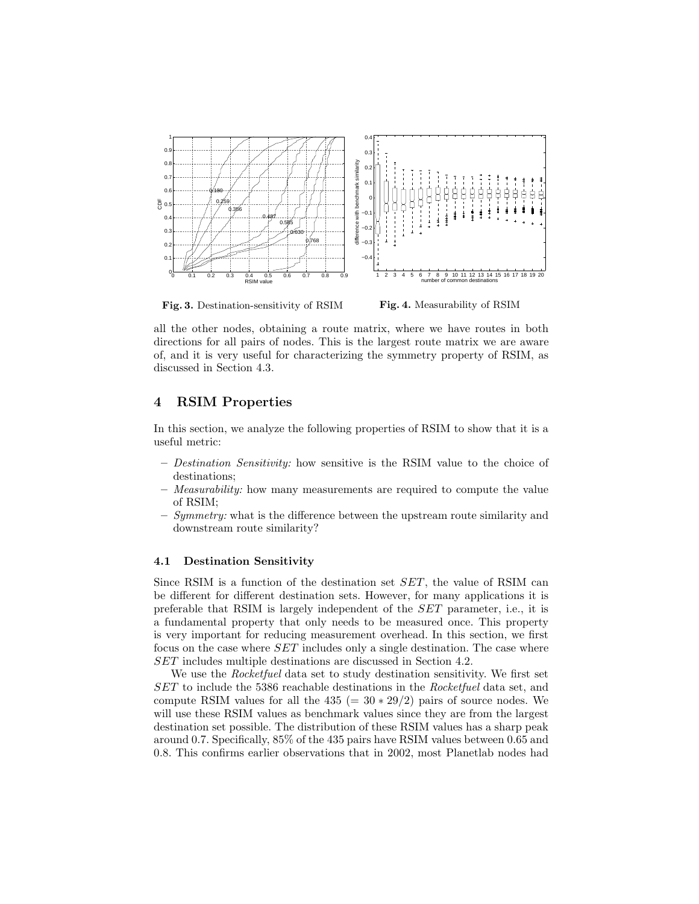1
0.9
0.8
0.7
0.6
0.5
0.4
0.3
0.2
0.1
0
CDF
0 0.1 0.2 0.3 0.4 0.5 0.6 0.7 0.8 0.9
RSIM value
0.180
0.259
0.356
0.487
0.585
0.630
0.768

**Fig. 3.** Destination-sensitivity of RSIM

0.4
0.3
0.2
0.1
0
−0.1
−0.2
−0.3
−0.4
difference with benchmark similarity
1 2 3 4 5 6 7 8 9 10 11 12 13 14 15 16 17 18 19 20
number of common destinations

**Fig. 4.** Measurability of RSIM

all the other nodes, obtaining a route matrix, where we have routes in both directions for all pairs of nodes. This is the largest route matrix we are aware of, and it is very useful for characterizing the symmetry property of RSIM, as discussed in Section 4.3.

## 4 RSIM Properties

In this section, we analyze the following properties of RSIM to show that it is a useful metric:

- *Destination Sensitivity:* how sensitive is the RSIM value to the choice of destinations;
- *Measurability:* how many measurements are required to compute the value of RSIM;
- *Symmetry:* what is the difference between the upstream route similarity and downstream route similarity?

### 4.1 Destination Sensitivity

Since RSIM is a function of the destination set $SET$, the value of RSIM can be different for different destination sets. However, for many applications it is preferable that RSIM is largely independent of the $SET$ parameter, i.e., it is a fundamental property that only needs to be measured once. This property is very important for reducing measurement overhead. In this section, we first focus on the case where $SET$ includes only a single destination. The case where $SET$ includes multiple destinations are discussed in Section 4.2.

We use the *Rocketfuel* data set to study destination sensitivity. We first set $SET$ to include the 5386 reachable destinations in the *Rocketfuel* data set, and compute RSIM values for all the 435 ($= 30 * 29/2$) pairs of source nodes. We will use these RSIM values as benchmark values since they are from the largest destination set possible. The distribution of these RSIM values has a sharp peak around 0.7. Specifically, 85% of the 435 pairs have RSIM values between 0.65 and 0.8. This confirms earlier observations that in 2002, most Planetlab nodes had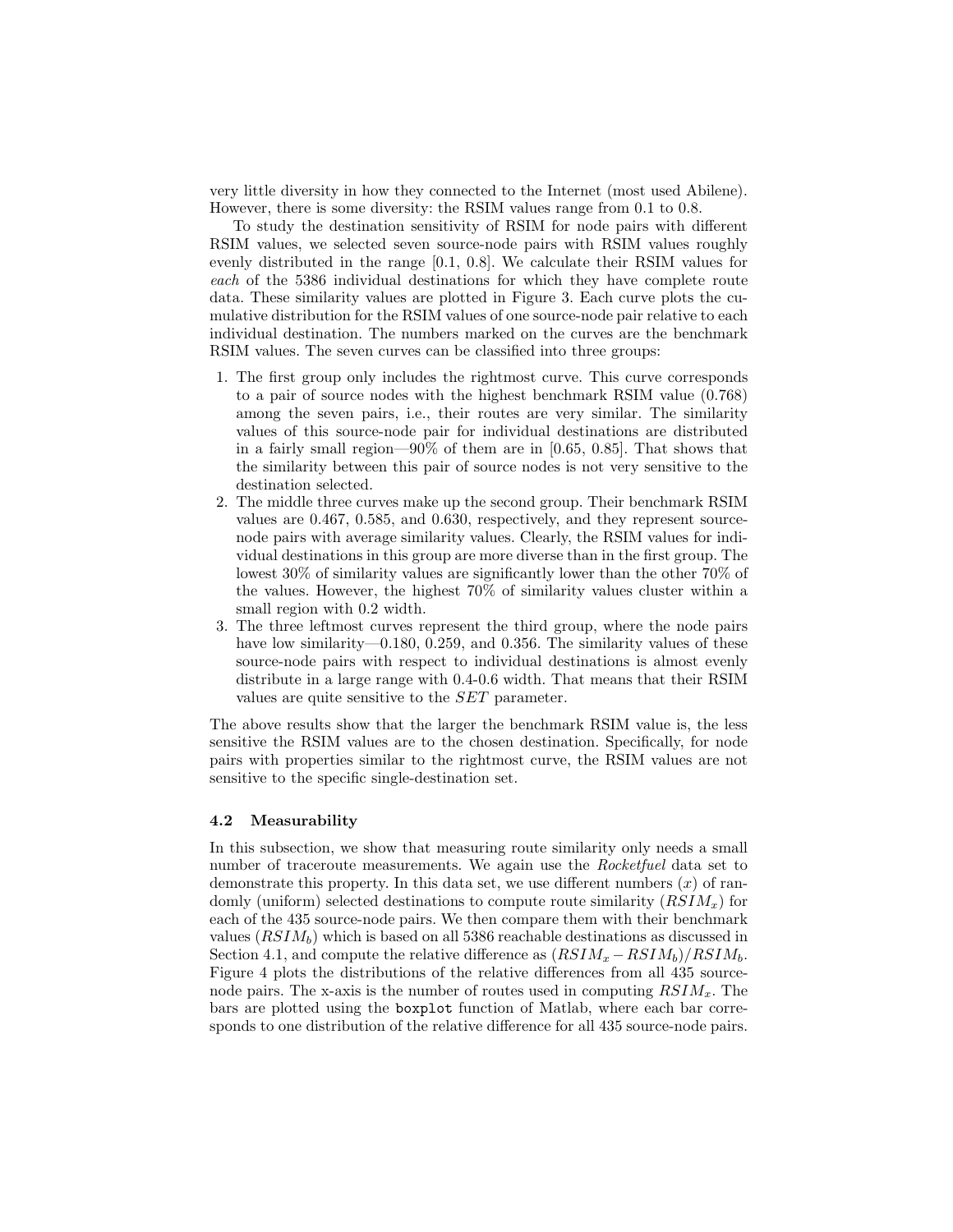very little diversity in how they connected to the Internet (most used Abilene). However, there is some diversity: the RSIM values range from 0.1 to 0.8.

To study the destination sensitivity of RSIM for node pairs with different RSIM values, we selected seven source-node pairs with RSIM values roughly evenly distributed in the range [0.1, 0.8]. We calculate their RSIM values for *each* of the 5386 individual destinations for which they have complete route data. These similarity values are plotted in Figure 3. Each curve plots the cumulative distribution for the RSIM values of one source-node pair relative to each individual destination. The numbers marked on the curves are the benchmark RSIM values. The seven curves can be classified into three groups:

1. The first group only includes the rightmost curve. This curve corresponds to a pair of source nodes with the highest benchmark RSIM value (0.768) among the seven pairs, i.e., their routes are very similar. The similarity values of this source-node pair for individual destinations are distributed in a fairly small region—90% of them are in [0.65, 0.85]. That shows that the similarity between this pair of source nodes is not very sensitive to the destination selected.
2. The middle three curves make up the second group. Their benchmark RSIM values are 0.467, 0.585, and 0.630, respectively, and they represent source-node pairs with average similarity values. Clearly, the RSIM values for individual destinations in this group are more diverse than in the first group. The lowest 30% of similarity values are significantly lower than the other 70% of the values. However, the highest 70% of similarity values cluster within a small region with 0.2 width.
3. The three leftmost curves represent the third group, where the node pairs have low similarity—0.180, 0.259, and 0.356. The similarity values of these source-node pairs with respect to individual destinations is almost evenly distribute in a large range with 0.4-0.6 width. That means that their RSIM values are quite sensitive to the $SET$ parameter.

The above results show that the larger the benchmark RSIM value is, the less sensitive the RSIM values are to the chosen destination. Specifically, for node pairs with properties similar to the rightmost curve, the RSIM values are not sensitive to the specific single-destination set.

### 4.2 Measurability

In this subsection, we show that measuring route similarity only needs a small number of traceroute measurements. We again use the *Rocketfuel* data set to demonstrate this property. In this data set, we use different numbers ($x$) of randomly (uniform) selected destinations to compute route similarity ($RSIM_x$) for each of the 435 source-node pairs. We then compare them with their benchmark values ($RSIM_b$) which is based on all 5386 reachable destinations as discussed in Section 4.1, and compute the relative difference as $(RSIM_x - RSIM_b)/RSIM_b$. Figure 4 plots the distributions of the relative differences from all 435 source-node pairs. The x-axis is the number of routes used in computing $RSIM_x$. The bars are plotted using the `boxplot` function of Matlab, where each bar corresponds to one distribution of the relative difference for all 435 source-node pairs.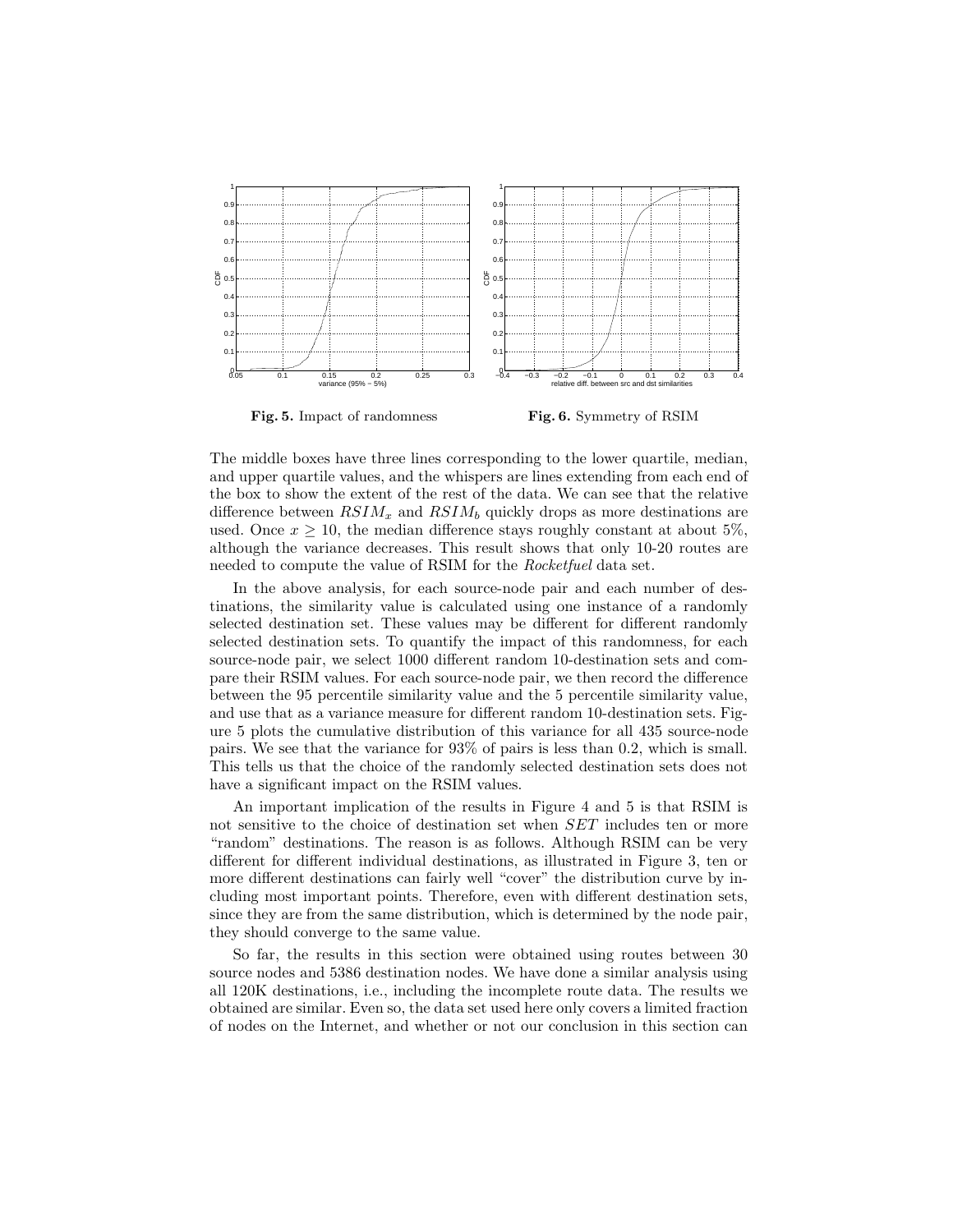1
0.9
0.8
0.7
0.6
0.5
0.4
0.3
0.2
0.1
0
CDF
0.05 0.1 0.15 0.2 0.25 0.3
variance (95% − 5%)

**Fig. 5.** Impact of randomness

1
0.9
0.8
0.7
0.6
0.5
0.4
0.3
0.2
0.1
0
CDF
−0.4 −0.3 −0.2 −0.1 0 0.1 0.2 0.3 0.4
relative diff. between src and dst similarities

**Fig. 6.** Symmetry of RSIM

The middle boxes have three lines corresponding to the lower quartile, median, and upper quartile values, and the whispers are lines extending from each end of the box to show the extent of the rest of the data. We can see that the relative difference between $RSIM_x$ and $RSIM_b$ quickly drops as more destinations are used. Once $x \geq 10$, the median difference stays roughly constant at about 5%, although the variance decreases. This result shows that only 10-20 routes are needed to compute the value of RSIM for the *Rocketfuel* data set.

In the above analysis, for each source-node pair and each number of destinations, the similarity value is calculated using one instance of a randomly selected destination set. These values may be different for different randomly selected destination sets. To quantify the impact of this randomness, for each source-node pair, we select 1000 different random 10-destination sets and compare their RSIM values. For each source-node pair, we then record the difference between the 95 percentile similarity value and the 5 percentile similarity value, and use that as a variance measure for different random 10-destination sets. Figure 5 plots the cumulative distribution of this variance for all 435 source-node pairs. We see that the variance for 93% of pairs is less than 0.2, which is small. This tells us that the choice of the randomly selected destination sets does not have a significant impact on the RSIM values.

An important implication of the results in Figure 4 and 5 is that RSIM is not sensitive to the choice of destination set when $SET$ includes ten or more "random" destinations. The reason is as follows. Although RSIM can be very different for different individual destinations, as illustrated in Figure 3, ten or more different destinations can fairly well "cover" the distribution curve by including most important points. Therefore, even with different destination sets, since they are from the same distribution, which is determined by the node pair, they should converge to the same value.

So far, the results in this section were obtained using routes between 30 source nodes and 5386 destination nodes. We have done a similar analysis using all 120K destinations, i.e., including the incomplete route data. The results we obtained are similar. Even so, the data set used here only covers a limited fraction of nodes on the Internet, and whether or not our conclusion in this section can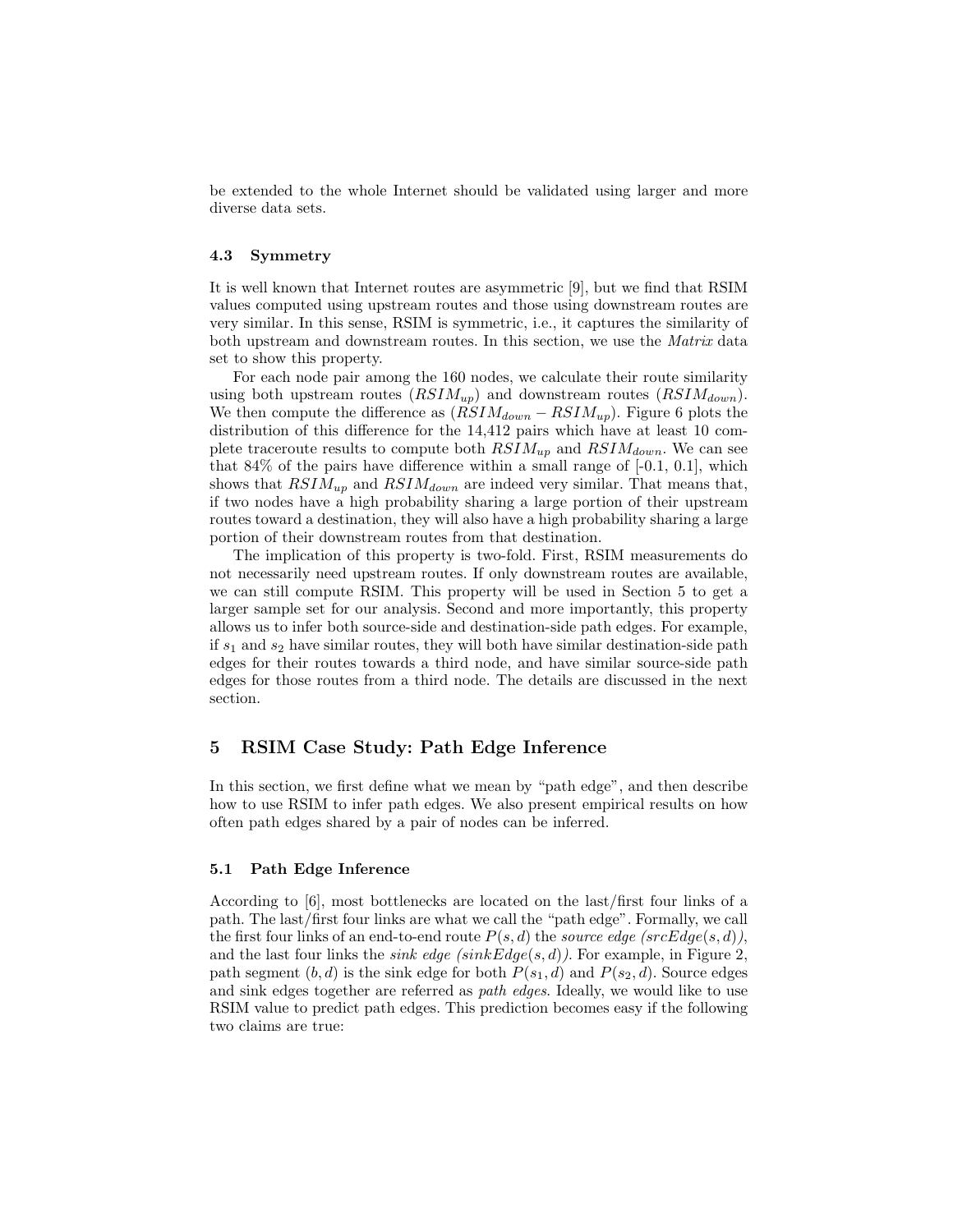be extended to the whole Internet should be validated using larger and more diverse data sets.

### 4.3 Symmetry

It is well known that Internet routes are asymmetric [9], but we find that RSIM values computed using upstream routes and those using downstream routes are very similar. In this sense, RSIM is symmetric, i.e., it captures the similarity of both upstream and downstream routes. In this section, we use the *Matrix* data set to show this property.

For each node pair among the 160 nodes, we calculate their route similarity using both upstream routes ($RSIM_{up}$) and downstream routes ($RSIM_{down}$). We then compute the difference as ($RSIM_{down} - RSIM_{up}$). Figure 6 plots the distribution of this difference for the 14,412 pairs which have at least 10 complete traceroute results to compute both $RSIM_{up}$ and $RSIM_{down}$. We can see that 84% of the pairs have difference within a small range of [-0.1, 0.1], which shows that $RSIM_{up}$ and $RSIM_{down}$ are indeed very similar. That means that, if two nodes have a high probability sharing a large portion of their upstream routes toward a destination, they will also have a high probability sharing a large portion of their downstream routes from that destination.

The implication of this property is two-fold. First, RSIM measurements do not necessarily need upstream routes. If only downstream routes are available, we can still compute RSIM. This property will be used in Section 5 to get a larger sample set for our analysis. Second and more importantly, this property allows us to infer both source-side and destination-side path edges. For example, if $s_1$ and $s_2$ have similar routes, they will both have similar destination-side path edges for their routes towards a third node, and have similar source-side path edges for those routes from a third node. The details are discussed in the next section.

## 5 RSIM Case Study: Path Edge Inference

In this section, we first define what we mean by "path edge", and then describe how to use RSIM to infer path edges. We also present empirical results on how often path edges shared by a pair of nodes can be inferred.

### 5.1 Path Edge Inference

According to [6], most bottlenecks are located on the last/first four links of a path. The last/first four links are what we call the "path edge". Formally, we call the first four links of an end-to-end route $P(s, d)$ the *source edge* (*$srcEdge(s, d)$*), and the last four links the *sink edge* (*$sinkEdge(s, d)$*). For example, in Figure 2, path segment $(b, d)$ is the sink edge for both $P(s_1, d)$ and $P(s_2, d)$. Source edges and sink edges together are referred as *path edges*. Ideally, we would like to use RSIM value to predict path edges. This prediction becomes easy if the following two claims are true: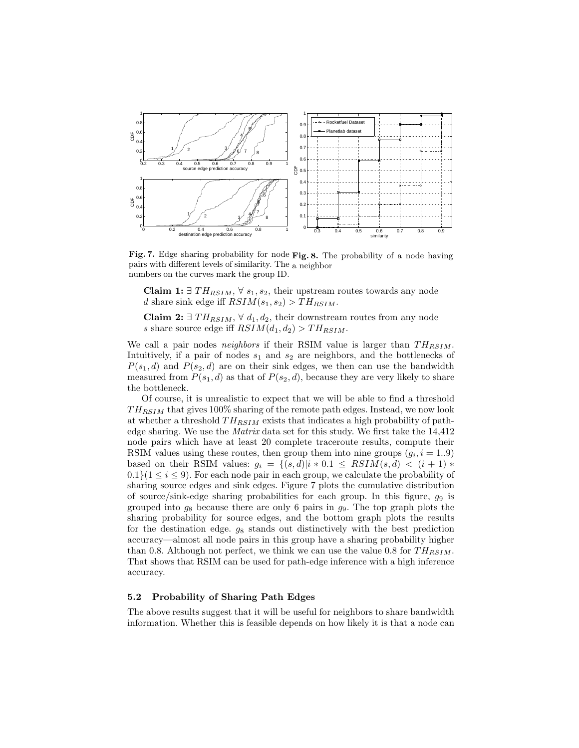1
0.8
CDF 0.6
0.4
0.2
0
0.2 0.3 0.4 0.5 0.6 0.7 0.8 0.9 1
source edge prediction accuracy
1 2 3 4 5 6 7 8

1
0.8
CDF 0.6
0.4
0.2
0
0 0.2 0.4 0.6 0.8 1
destination edge prediction accuracy
1 2 3 4 5 6 7 8

Rocketfuel Dataset
Planetlab dataset
CDF
1 0.9 0.8 0.7 0.6 0.5 0.4 0.3 0.2 0.1 0
0.3 0.4 0.5 0.6 0.7 0.8 0.9
similarity

**Fig. 7.** Edge sharing probability for node pairs with different levels of similarity. The numbers on the curves mark the group ID.

**Fig. 8.** The probability of a node having a neighbor

> **Claim 1:** $\exists\ TH_{RSIM}$, $\forall\ s_1, s_2$, their upstream routes towards any node $d$ share sink edge iff $RSIM(s_1, s_2) > TH_{RSIM}$.
>
> **Claim 2:** $\exists\ TH_{RSIM}$, $\forall\ d_1, d_2$, their downstream routes from any node $s$ share source edge iff $RSIM(d_1, d_2) > TH_{RSIM}$.

We call a pair nodes *neighbors* if their RSIM value is larger than $TH_{RSIM}$. Intuitively, if a pair of nodes $s_1$ and $s_2$ are neighbors, and the bottlenecks of $P(s_1, d)$ and $P(s_2, d)$ are on their sink edges, we then can use the bandwidth measured from $P(s_1, d)$ as that of $P(s_2, d)$, because they are very likely to share the bottleneck.

Of course, it is unrealistic to expect that we will be able to find a threshold $TH_{RSIM}$ that gives 100% sharing of the remote path edges. Instead, we now look at whether a threshold $TH_{RSIM}$ exists that indicates a high probability of path-edge sharing. We use the *Matrix* data set for this study. We first take the 14,412 node pairs which have at least 20 complete traceroute results, compute their RSIM values using these routes, then group them into nine groups ($g_i, i = 1..9$) based on their RSIM values: $g_i = \{(s, d)| i * 0.1 \leq RSIM(s, d) < (i + 1) * 0.1\} (1 \leq i \leq 9)$. For each node pair in each group, we calculate the probability of sharing source edges and sink edges. Figure 7 plots the cumulative distribution of source/sink-edge sharing probabilities for each group. In this figure, $g_9$ is grouped into $g_8$ because there are only 6 pairs in $g_9$. The top graph plots the sharing probability for source edges, and the bottom graph plots the results for the destination edge. $g_8$ stands out distinctively with the best prediction accuracy—almost all node pairs in this group have a sharing probability higher than 0.8. Although not perfect, we think we can use the value 0.8 for $TH_{RSIM}$. That shows that RSIM can be used for path-edge inference with a high inference accuracy.

### 5.2 Probability of Sharing Path Edges

The above results suggest that it will be useful for neighbors to share bandwidth information. Whether this is feasible depends on how likely it is that a node can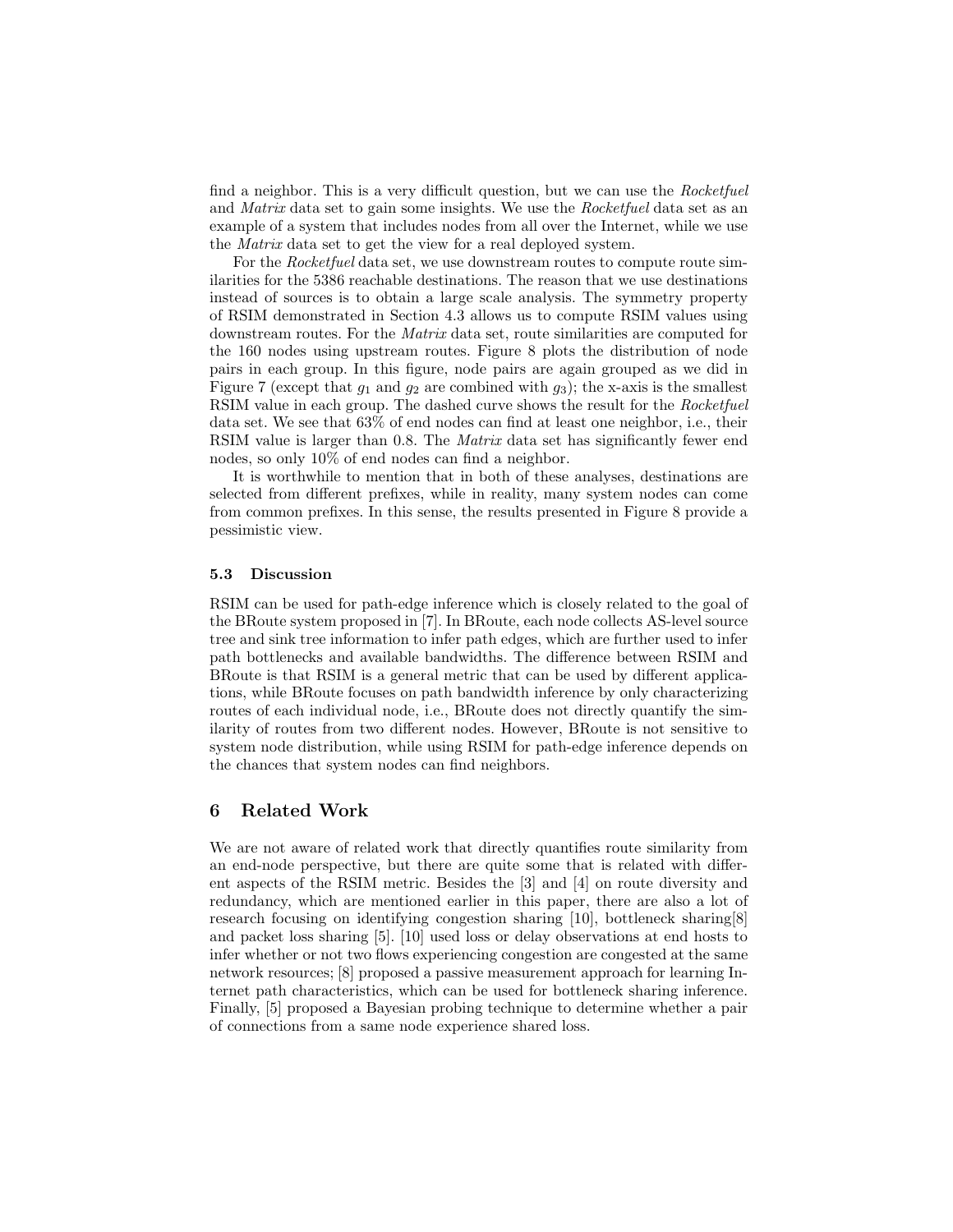find a neighbor. This is a very difficult question, but we can use the *Rocketfuel* and *Matrix* data set to gain some insights. We use the *Rocketfuel* data set as an example of a system that includes nodes from all over the Internet, while we use the *Matrix* data set to get the view for a real deployed system.

For the *Rocketfuel* data set, we use downstream routes to compute route similarities for the 5386 reachable destinations. The reason that we use destinations instead of sources is to obtain a large scale analysis. The symmetry property of RSIM demonstrated in Section 4.3 allows us to compute RSIM values using downstream routes. For the *Matrix* data set, route similarities are computed for the 160 nodes using upstream routes. Figure 8 plots the distribution of node pairs in each group. In this figure, node pairs are again grouped as we did in Figure 7 (except that $g_1$ and $g_2$ are combined with $g_3$); the x-axis is the smallest RSIM value in each group. The dashed curve shows the result for the *Rocketfuel* data set. We see that 63% of end nodes can find at least one neighbor, i.e., their RSIM value is larger than 0.8. The *Matrix* data set has significantly fewer end nodes, so only 10% of end nodes can find a neighbor.

It is worthwhile to mention that in both of these analyses, destinations are selected from different prefixes, while in reality, many system nodes can come from common prefixes. In this sense, the results presented in Figure 8 provide a pessimistic view.

### 5.3 Discussion

RSIM can be used for path-edge inference which is closely related to the goal of the BRoute system proposed in [7]. In BRoute, each node collects AS-level source tree and sink tree information to infer path edges, which are further used to infer path bottlenecks and available bandwidths. The difference between RSIM and BRoute is that RSIM is a general metric that can be used by different applications, while BRoute focuses on path bandwidth inference by only characterizing routes of each individual node, i.e., BRoute does not directly quantify the similarity of routes from two different nodes. However, BRoute is not sensitive to system node distribution, while using RSIM for path-edge inference depends on the chances that system nodes can find neighbors.

## 6 Related Work

We are not aware of related work that directly quantifies route similarity from an end-node perspective, but there are quite some that is related with different aspects of the RSIM metric. Besides the [3] and [4] on route diversity and redundancy, which are mentioned earlier in this paper, there are also a lot of research focusing on identifying congestion sharing [10], bottleneck sharing[8] and packet loss sharing [5]. [10] used loss or delay observations at end hosts to infer whether or not two flows experiencing congestion are congested at the same network resources; [8] proposed a passive measurement approach for learning Internet path characteristics, which can be used for bottleneck sharing inference. Finally, [5] proposed a Bayesian probing technique to determine whether a pair of connections from a same node experience shared loss.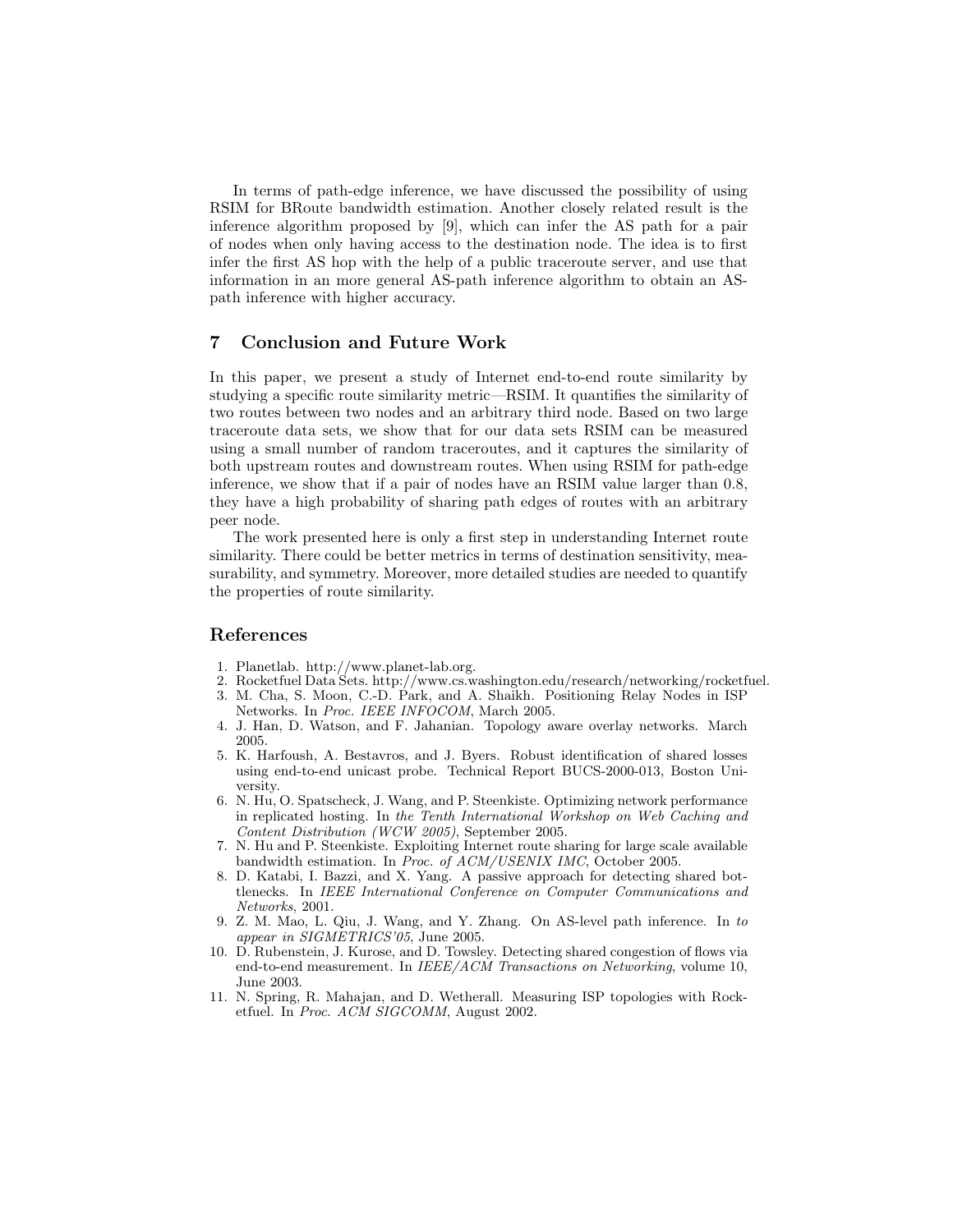In terms of path-edge inference, we have discussed the possibility of using RSIM for BRoute bandwidth estimation. Another closely related result is the inference algorithm proposed by [9], which can infer the AS path for a pair of nodes when only having access to the destination node. The idea is to first infer the first AS hop with the help of a public traceroute server, and use that information in an more general AS-path inference algorithm to obtain an AS-path inference with higher accuracy.

## 7 Conclusion and Future Work

In this paper, we present a study of Internet end-to-end route similarity by studying a specific route similarity metric—RSIM. It quantifies the similarity of two routes between two nodes and an arbitrary third node. Based on two large traceroute data sets, we show that for our data sets RSIM can be measured using a small number of random traceroutes, and it captures the similarity of both upstream routes and downstream routes. When using RSIM for path-edge inference, we show that if a pair of nodes have an RSIM value larger than 0.8, they have a high probability of sharing path edges of routes with an arbitrary peer node.

The work presented here is only a first step in understanding Internet route similarity. There could be better metrics in terms of destination sensitivity, measurability, and symmetry. Moreover, more detailed studies are needed to quantify the properties of route similarity.

## References

1. Planetlab. http://www.planet-lab.org.
2. Rocketfuel Data Sets. http://www.cs.washington.edu/research/networking/rocketfuel.
3. M. Cha, S. Moon, C.-D. Park, and A. Shaikh. Positioning Relay Nodes in ISP Networks. In *Proc. IEEE INFOCOM*, March 2005.
4. J. Han, D. Watson, and F. Jahanian. Topology aware overlay networks. March 2005.
5. K. Harfoush, A. Bestavros, and J. Byers. Robust identification of shared losses using end-to-end unicast probe. Technical Report BUCS-2000-013, Boston University.
6. N. Hu, O. Spatscheck, J. Wang, and P. Steenkiste. Optimizing network performance in replicated hosting. In *the Tenth International Workshop on Web Caching and Content Distribution (WCW 2005)*, September 2005.
7. N. Hu and P. Steenkiste. Exploiting Internet route sharing for large scale available bandwidth estimation. In *Proc. of ACM/USENIX IMC*, October 2005.
8. D. Katabi, I. Bazzi, and X. Yang. A passive approach for detecting shared bottlenecks. In *IEEE International Conference on Computer Communications and Networks*, 2001.
9. Z. M. Mao, L. Qiu, J. Wang, and Y. Zhang. On AS-level path inference. In *to appear in SIGMETRICS'05*, June 2005.
10. D. Rubenstein, J. Kurose, and D. Towsley. Detecting shared congestion of flows via end-to-end measurement. In *IEEE/ACM Transactions on Networking*, volume 10, June 2003.
11. N. Spring, R. Mahajan, and D. Wetherall. Measuring ISP topologies with Rocketfuel. In *Proc. ACM SIGCOMM*, August 2002.